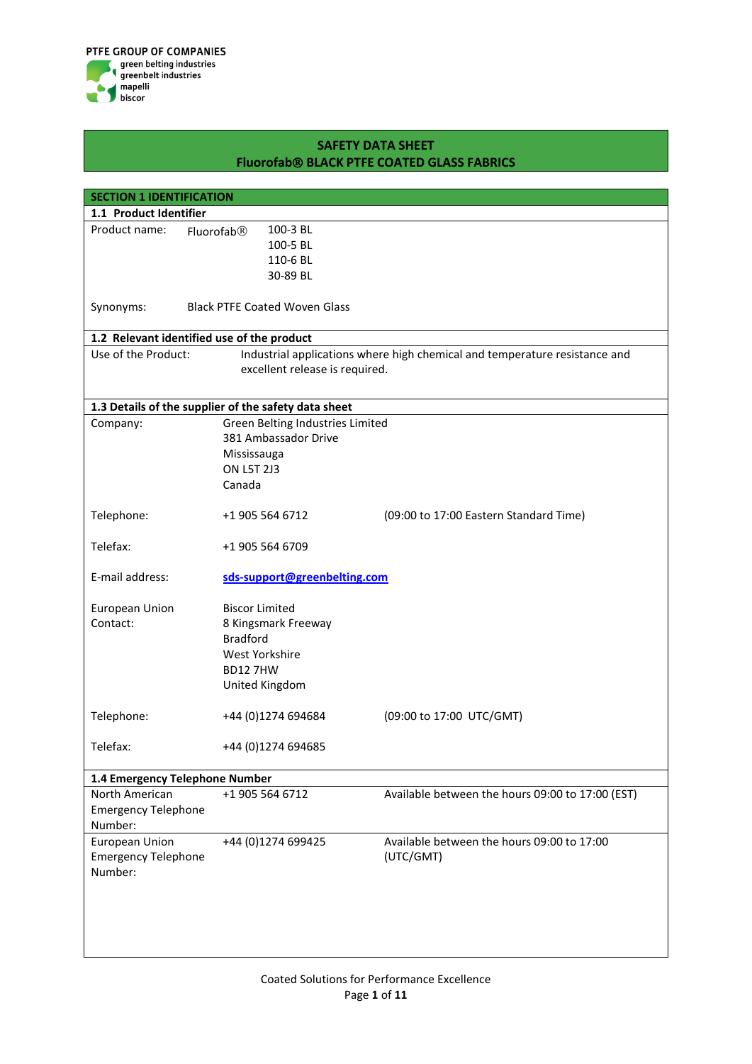PTFE GROUP OF COMPANIES
green belting industries
greenbelt industries
mapelli
biscor

# SAFETY DATA SHEET
# Fluorofab® BLACK PTFE COATED GLASS FABRICS

## SECTION 1 IDENTIFICATION

### 1.1 Product Identifier

| | | |
|---|---|---|
| Product name: | Fluorofab® | 100-3 BL<br>100-5 BL<br>110-6 BL<br>30-89 BL |
| Synonyms: | Black PTFE Coated Woven Glass | |

### 1.2 Relevant identified use of the product

| | |
|---|---|
| Use of the Product: | Industrial applications where high chemical and temperature resistance and excellent release is required. |

### 1.3 Details of the supplier of the safety data sheet

| | | |
|---|---|---|
| Company: | Green Belting Industries Limited<br>381 Ambassador Drive<br>Mississauga<br>ON L5T 2J3<br>Canada | |
| Telephone: | +1 905 564 6712 | (09:00 to 17:00 Eastern Standard Time) |
| Telefax: | +1 905 564 6709 | |
| E-mail address: | sds-support@greenbelting.com | |
| European Union Contact: | Biscor Limited<br>8 Kingsmark Freeway<br>Bradford<br>West Yorkshire<br>BD12 7HW<br>United Kingdom | |
| Telephone: | +44 (0)1274 694684 | (09:00 to 17:00 UTC/GMT) |
| Telefax: | +44 (0)1274 694685 | |

### 1.4 Emergency Telephone Number

| | | |
|---|---|---|
| North American Emergency Telephone Number: | +1 905 564 6712 | Available between the hours 09:00 to 17:00 (EST) |
| European Union Emergency Telephone Number: | +44 (0)1274 699425 | Available between the hours 09:00 to 17:00 (UTC/GMT) |

Coated Solutions for Performance Excellence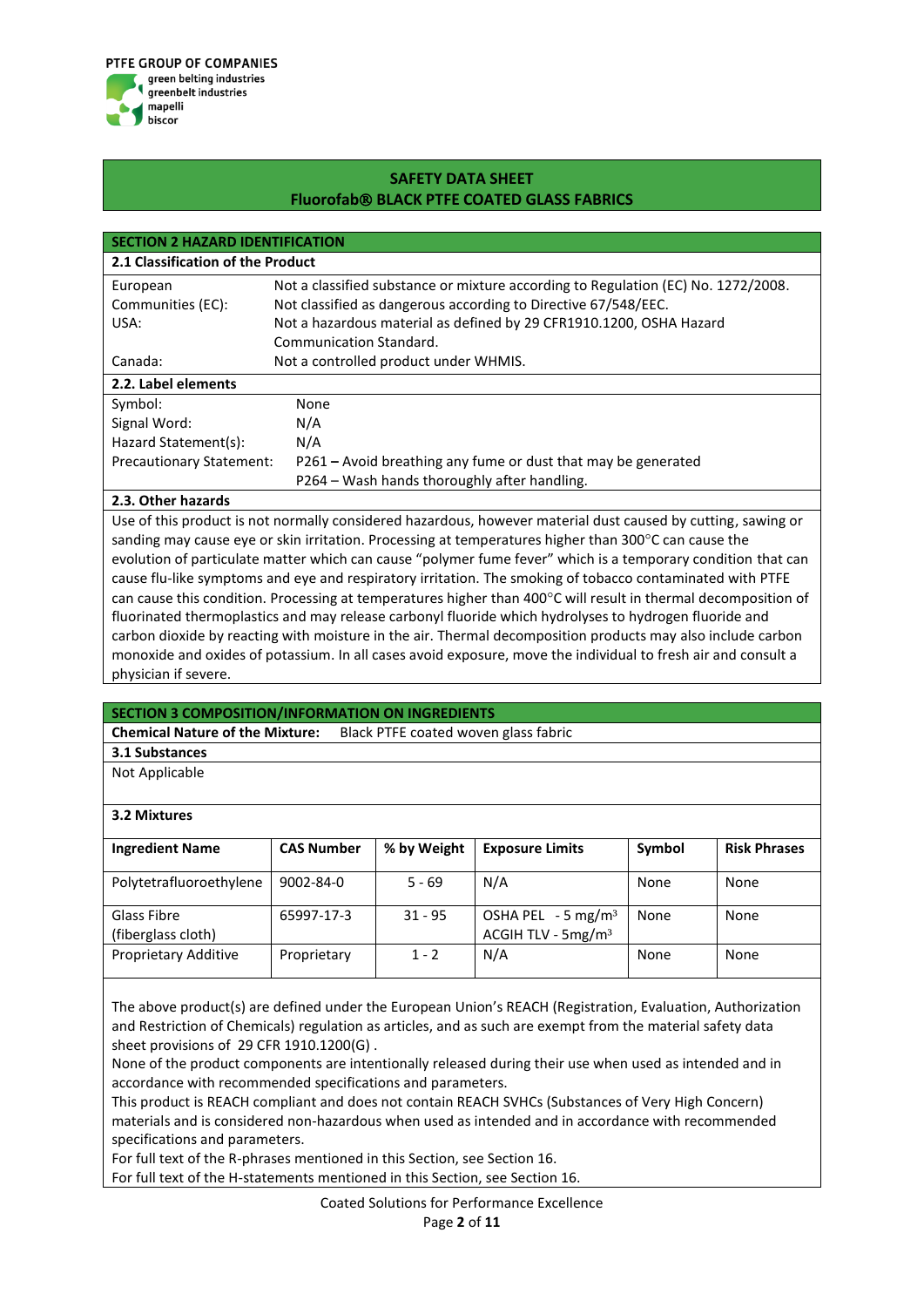PTFE GROUP OF COMPANIES
green belting industries
greenbelt industries
mapelli
biscor

## SAFETY DATA SHEET
## Fluorofab® BLACK PTFE COATED GLASS FABRICS

## SECTION 2 HAZARD IDENTIFICATION

### 2.1 Classification of the Product

| | |
|---|---|
| European Communities (EC): | Not a classified substance or mixture according to Regulation (EC) No. 1272/2008. Not classified as dangerous according to Directive 67/548/EEC. |
| USA: | Not a hazardous material as defined by 29 CFR1910.1200, OSHA Hazard Communication Standard. |
| Canada: | Not a controlled product under WHMIS. |

### 2.2. Label elements

| | |
|---|---|
| Symbol: | None |
| Signal Word: | N/A |
| Hazard Statement(s): | N/A |
| Precautionary Statement: | P261 **–** Avoid breathing any fume or dust that may be generated<br>P264 – Wash hands thoroughly after handling. |

### 2.3. Other hazards

Use of this product is not normally considered hazardous, however material dust caused by cutting, sawing or sanding may cause eye or skin irritation. Processing at temperatures higher than 300°C can cause the evolution of particulate matter which can cause "polymer fume fever" which is a temporary condition that can cause flu-like symptoms and eye and respiratory irritation. The smoking of tobacco contaminated with PTFE can cause this condition. Processing at temperatures higher than 400°C will result in thermal decomposition of fluorinated thermoplastics and may release carbonyl fluoride which hydrolyses to hydrogen fluoride and carbon dioxide by reacting with moisture in the air. Thermal decomposition products may also include carbon monoxide and oxides of potassium. In all cases avoid exposure, move the individual to fresh air and consult a physician if severe.

## SECTION 3 COMPOSITION/INFORMATION ON INGREDIENTS

**Chemical Nature of the Mixture:** Black PTFE coated woven glass fabric

### 3.1 Substances

Not Applicable

### 3.2 Mixtures

| Ingredient Name | CAS Number | % by Weight | Exposure Limits | Symbol | Risk Phrases |
|---|---|---|---|---|---|
| Polytetrafluoroethylene | 9002-84-0 | 5 - 69 | N/A | None | None |
| Glass Fibre (fiberglass cloth) | 65997-17-3 | 31 - 95 | OSHA PEL - 5 mg/m$^3$<br>ACGIH TLV - 5mg/m$^3$ | None | None |
| Proprietary Additive | Proprietary | 1 - 2 | N/A | None | None |

The above product(s) are defined under the European Union's REACH (Registration, Evaluation, Authorization and Restriction of Chemicals) regulation as articles, and as such are exempt from the material safety data sheet provisions of 29 CFR 1910.1200(G) .
None of the product components are intentionally released during their use when used as intended and in accordance with recommended specifications and parameters.
This product is REACH compliant and does not contain REACH SVHCs (Substances of Very High Concern) materials and is considered non-hazardous when used as intended and in accordance with recommended specifications and parameters.
For full text of the R-phrases mentioned in this Section, see Section 16.
For full text of the H-statements mentioned in this Section, see Section 16.

Coated Solutions for Performance Excellence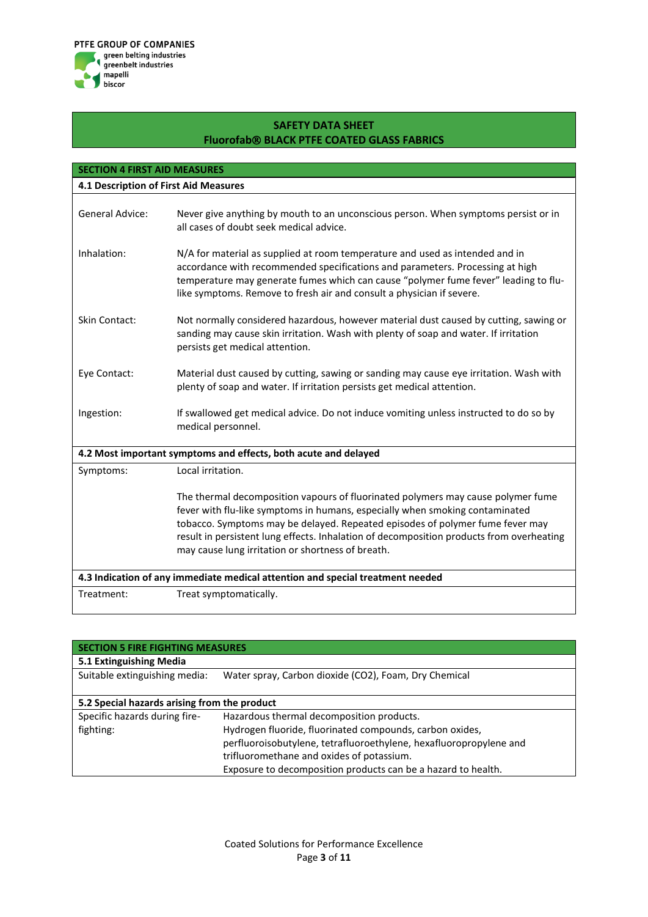## SAFETY DATA SHEET
## Fluorofab® BLACK PTFE COATED GLASS FABRICS

### SECTION 4 FIRST AID MEASURES

#### 4.1 Description of First Aid Measures

| | |
|---|---|
| General Advice: | Never give anything by mouth to an unconscious person. When symptoms persist or in all cases of doubt seek medical advice. |
| Inhalation: | N/A for material as supplied at room temperature and used as intended and in accordance with recommended specifications and parameters. Processing at high temperature may generate fumes which can cause "polymer fume fever" leading to flu-like symptoms. Remove to fresh air and consult a physician if severe. |
| Skin Contact: | Not normally considered hazardous, however material dust caused by cutting, sawing or sanding may cause skin irritation. Wash with plenty of soap and water. If irritation persists get medical attention. |
| Eye Contact: | Material dust caused by cutting, sawing or sanding may cause eye irritation. Wash with plenty of soap and water. If irritation persists get medical attention. |
| Ingestion: | If swallowed get medical advice. Do not induce vomiting unless instructed to do so by medical personnel. |

#### 4.2 Most important symptoms and effects, both acute and delayed

| | |
|---|---|
| Symptoms: | Local irritation.<br><br>The thermal decomposition vapours of fluorinated polymers may cause polymer fume fever with flu-like symptoms in humans, especially when smoking contaminated tobacco. Symptoms may be delayed. Repeated episodes of polymer fume fever may result in persistent lung effects. Inhalation of decomposition products from overheating may cause lung irritation or shortness of breath. |

#### 4.3 Indication of any immediate medical attention and special treatment needed

| | |
|---|---|
| Treatment: | Treat symptomatically. |

### SECTION 5 FIRE FIGHTING MEASURES

#### 5.1 Extinguishing Media

| | |
|---|---|
| Suitable extinguishing media: | Water spray, Carbon dioxide ($CO_2$), Foam, Dry Chemical |

#### 5.2 Special hazards arising from the product

| | |
|---|---|
| Specific hazards during fire-fighting: | Hazardous thermal decomposition products.<br>Hydrogen fluoride, fluorinated compounds, carbon oxides, perfluoroisobutylene, tetrafluoroethylene, hexafluoropropylene and trifluoromethane and oxides of potassium.<br>Exposure to decomposition products can be a hazard to health. |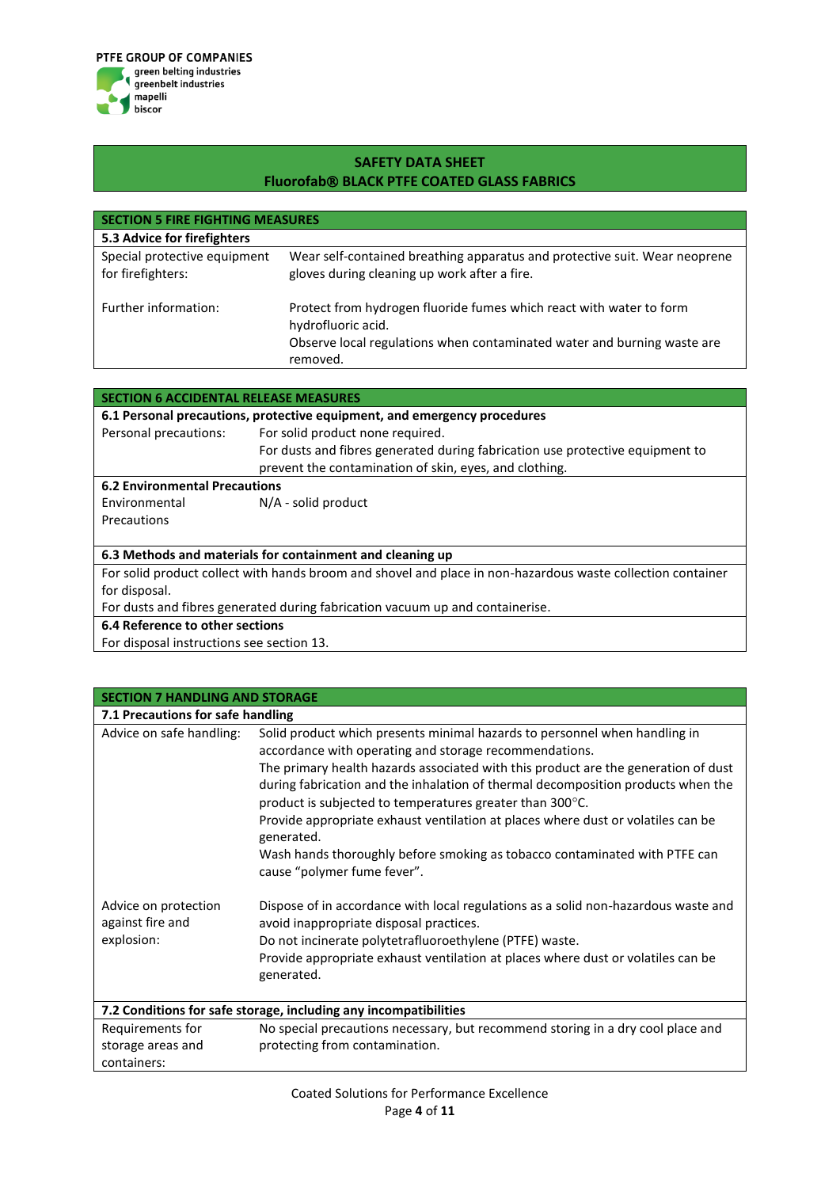## SAFETY DATA SHEET
## Fluorofab® BLACK PTFE COATED GLASS FABRICS

### SECTION 5 FIRE FIGHTING MEASURES

**5.3 Advice for firefighters**

| | |
|---|---|
| Special protective equipment for firefighters: | Wear self-contained breathing apparatus and protective suit. Wear neoprene gloves during cleaning up work after a fire. |
| Further information: | Protect from hydrogen fluoride fumes which react with water to form hydrofluoric acid.<br>Observe local regulations when contaminated water and burning waste are removed. |

### SECTION 6 ACCIDENTAL RELEASE MEASURES

**6.1 Personal precautions, protective equipment, and emergency procedures**

| | |
|---|---|
| Personal precautions: | For solid product none required.<br>For dusts and fibres generated during fabrication use protective equipment to prevent the contamination of skin, eyes, and clothing. |

**6.2 Environmental Precautions**

| | |
|---|---|
| Environmental Precautions | N/A - solid product |

**6.3 Methods and materials for containment and cleaning up**

For solid product collect with hands broom and shovel and place in non-hazardous waste collection container for disposal.

For dusts and fibres generated during fabrication vacuum up and containerise.

**6.4 Reference to other sections**

For disposal instructions see section 13.

### SECTION 7 HANDLING AND STORAGE

**7.1 Precautions for safe handling**

| | |
|---|---|
| Advice on safe handling: | Solid product which presents minimal hazards to personnel when handling in accordance with operating and storage recommendations.<br>The primary health hazards associated with this product are the generation of dust during fabrication and the inhalation of thermal decomposition products when the product is subjected to temperatures greater than 300°C.<br>Provide appropriate exhaust ventilation at places where dust or volatiles can be generated.<br>Wash hands thoroughly before smoking as tobacco contaminated with PTFE can cause "polymer fume fever". |
| Advice on protection against fire and explosion: | Dispose of in accordance with local regulations as a solid non-hazardous waste and avoid inappropriate disposal practices.<br>Do not incinerate polytetrafluoroethylene (PTFE) waste.<br>Provide appropriate exhaust ventilation at places where dust or volatiles can be generated. |

**7.2 Conditions for safe storage, including any incompatibilities**

| | |
|---|---|
| Requirements for storage areas and containers: | No special precautions necessary, but recommend storing in a dry cool place and protecting from contamination. |

Coated Solutions for Performance Excellence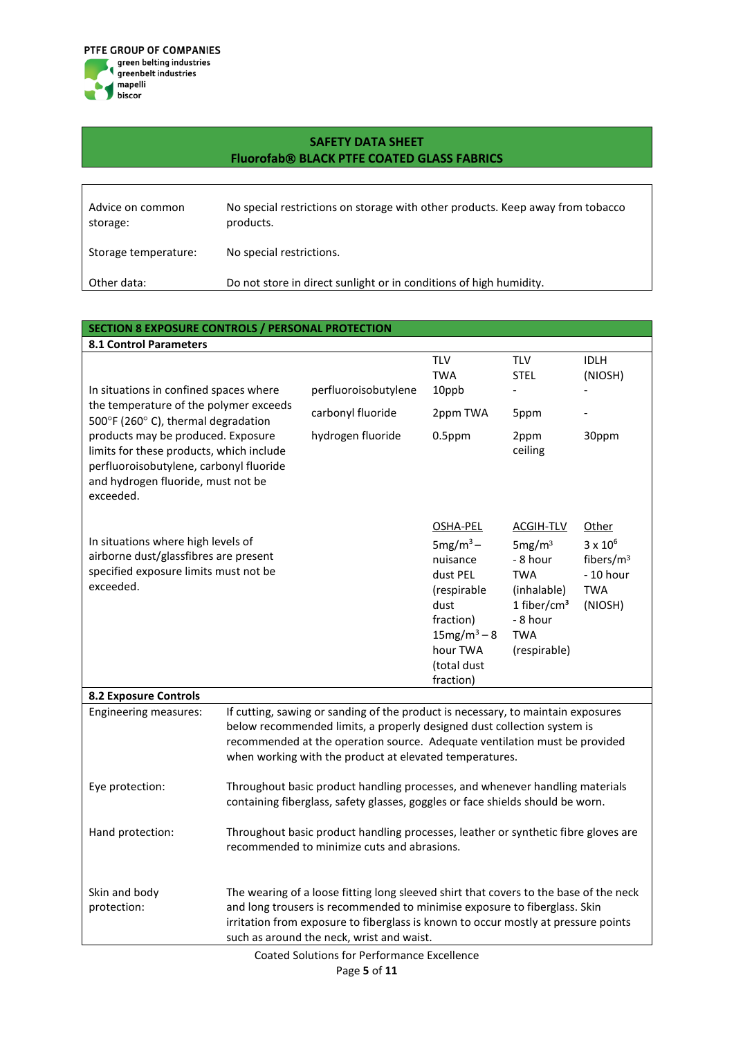PTFE GROUP OF COMPANIES
green belting industries
greenbelt industries
mapelli
biscor

## SAFETY DATA SHEET
## Fluorofab® BLACK PTFE COATED GLASS FABRICS

| | |
|---|---|
| Advice on common storage: | No special restrictions on storage with other products. Keep away from tobacco products. |
| Storage temperature: | No special restrictions. |
| Other data: | Do not store in direct sunlight or in conditions of high humidity. |

## SECTION 8 EXPOSURE CONTROLS / PERSONAL PROTECTION

### 8.1 Control Parameters

| | | TLV TWA | TLV STEL | IDLH (NIOSH) |
|---|---|---|---|---|
| In situations in confined spaces where the temperature of the polymer exceeds 500°F (260° C), thermal degradation products may be produced. Exposure limits for these products, which include perfluoroisobutylene, carbonyl fluoride and hydrogen fluoride, must not be exceeded. | perfluoroisobutylene | 10ppb | - | - |
| | carbonyl fluoride | 2ppm TWA | 5ppm | - |
| | hydrogen fluoride | 0.5ppm | 2ppm ceiling | 30ppm |

| | | OSHA-PEL | ACGIH-TLV | Other |
|---|---|---|---|---|
| In situations where high levels of airborne dust/glassfibres are present specified exposure limits must not be exceeded. | | $5mg/m^3$ – nuisance dust PEL (respirable dust fraction) $15mg/m^3$ – 8 hour TWA (total dust fraction) | $5mg/m^3$ - 8 hour TWA (inhalable) 1 fiber/$cm^3$ - 8 hour TWA (respirable) | $3 \times 10^6$ fibers/$m^3$ - 10 hour TWA (NIOSH) |

### 8.2 Exposure Controls

| | |
|---|---|
| Engineering measures: | If cutting, sawing or sanding of the product is necessary, to maintain exposures below recommended limits, a properly designed dust collection system is recommended at the operation source. Adequate ventilation must be provided when working with the product at elevated temperatures. |
| Eye protection: | Throughout basic product handling processes, and whenever handling materials containing fiberglass, safety glasses, goggles or face shields should be worn. |
| Hand protection: | Throughout basic product handling processes, leather or synthetic fibre gloves are recommended to minimize cuts and abrasions. |
| Skin and body protection: | The wearing of a loose fitting long sleeved shirt that covers to the base of the neck and long trousers is recommended to minimise exposure to fiberglass. Skin irritation from exposure to fiberglass is known to occur mostly at pressure points such as around the neck, wrist and waist. |

Coated Solutions for Performance Excellence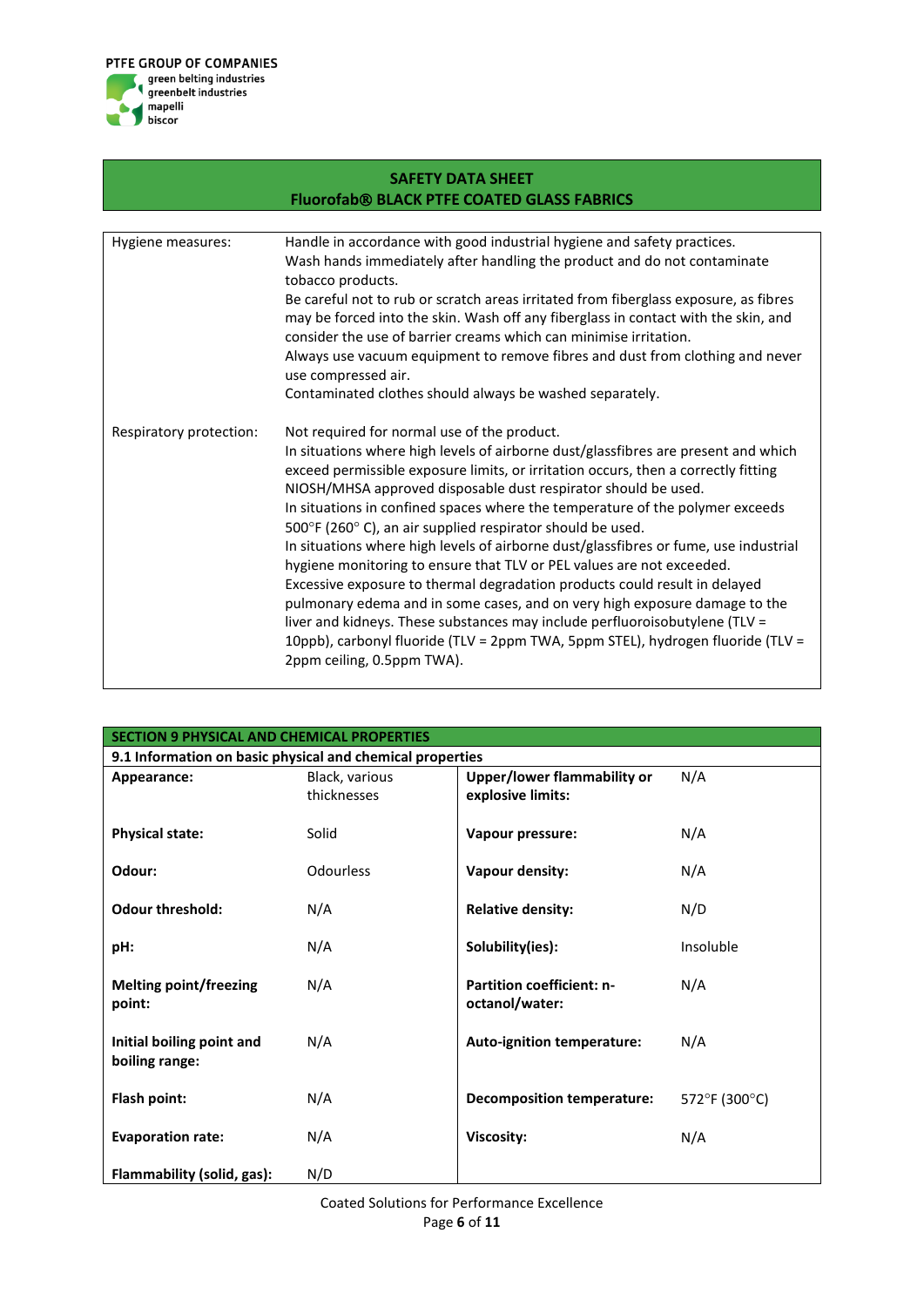| | |
|---|---|
| Hygiene measures: | Handle in accordance with good industrial hygiene and safety practices.<br>Wash hands immediately after handling the product and do not contaminate tobacco products.<br>Be careful not to rub or scratch areas irritated from fiberglass exposure, as fibres may be forced into the skin. Wash off any fiberglass in contact with the skin, and consider the use of barrier creams which can minimise irritation.<br>Always use vacuum equipment to remove fibres and dust from clothing and never use compressed air.<br>Contaminated clothes should always be washed separately. |
| Respiratory protection: | Not required for normal use of the product.<br>In situations where high levels of airborne dust/glassfibres are present and which exceed permissible exposure limits, or irritation occurs, then a correctly fitting NIOSH/MHSA approved disposable dust respirator should be used.<br>In situations in confined spaces where the temperature of the polymer exceeds 500°F (260° C), an air supplied respirator should be used.<br>In situations where high levels of airborne dust/glassfibres or fume, use industrial hygiene monitoring to ensure that TLV or PEL values are not exceeded.<br>Excessive exposure to thermal degradation products could result in delayed pulmonary edema and in some cases, and on very high exposure damage to the liver and kidneys. These substances may include perfluoroisobutylene (TLV = 10ppb), carbonyl fluoride (TLV = 2ppm TWA, 5ppm STEL), hydrogen fluoride (TLV = 2ppm ceiling, 0.5ppm TWA). |

## SECTION 9 PHYSICAL AND CHEMICAL PROPERTIES

### 9.1 Information on basic physical and chemical properties

| | | | |
|---|---|---|---|
| **Appearance:** | Black, various thicknesses | **Upper/lower flammability or explosive limits:** | N/A |
| **Physical state:** | Solid | **Vapour pressure:** | N/A |
| **Odour:** | Odourless | **Vapour density:** | N/A |
| **Odour threshold:** | N/A | **Relative density:** | N/D |
| **pH:** | N/A | **Solubility(ies):** | Insoluble |
| **Melting point/freezing point:** | N/A | **Partition coefficient: n-octanol/water:** | N/A |
| **Initial boiling point and boiling range:** | N/A | **Auto-ignition temperature:** | N/A |
| **Flash point:** | N/A | **Decomposition temperature:** | 572°F (300°C) |
| **Evaporation rate:** | N/A | **Viscosity:** | N/A |
| **Flammability (solid, gas):** | N/D | | |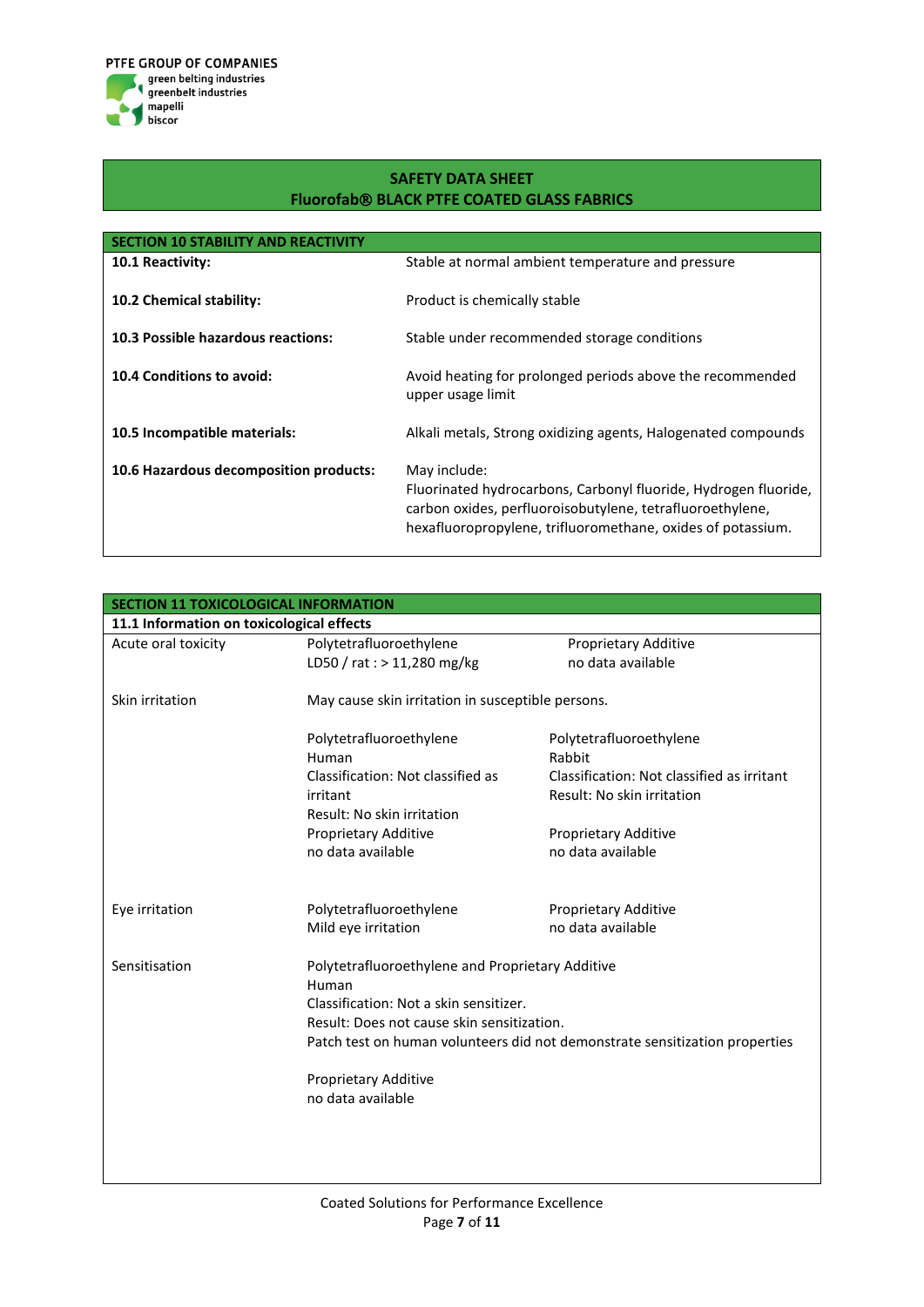PTFE GROUP OF COMPANIES
green belting industries
greenbelt industries
mapelli
biscor

## SAFETY DATA SHEET
## Fluorofab® BLACK PTFE COATED GLASS FABRICS

### SECTION 10 STABILITY AND REACTIVITY

| | |
|---|---|
| **10.1 Reactivity:** | Stable at normal ambient temperature and pressure |
| **10.2 Chemical stability:** | Product is chemically stable |
| **10.3 Possible hazardous reactions:** | Stable under recommended storage conditions |
| **10.4 Conditions to avoid:** | Avoid heating for prolonged periods above the recommended upper usage limit |
| **10.5 Incompatible materials:** | Alkali metals, Strong oxidizing agents, Halogenated compounds |
| **10.6 Hazardous decomposition products:** | May include: Fluorinated hydrocarbons, Carbonyl fluoride, Hydrogen fluoride, carbon oxides, perfluoroisobutylene, tetrafluoroethylene, hexafluoropropylene, trifluoromethane, oxides of potassium. |

### SECTION 11 TOXICOLOGICAL INFORMATION

**11.1 Information on toxicological effects**

| | | |
|---|---|---|
| Acute oral toxicity | Polytetrafluoroethylene<br>LD50 / rat : > 11,280 mg/kg | Proprietary Additive<br>no data available |
| Skin irritation | May cause skin irritation in susceptible persons. | |
| | Polytetrafluoroethylene<br>Human<br>Classification: Not classified as irritant<br>Result: No skin irritation<br>Proprietary Additive<br>no data available | Polytetrafluoroethylene<br>Rabbit<br>Classification: Not classified as irritant<br>Result: No skin irritation<br><br>Proprietary Additive<br>no data available |
| Eye irritation | Polytetrafluoroethylene<br>Mild eye irritation | Proprietary Additive<br>no data available |
| Sensitisation | Polytetrafluoroethylene and Proprietary Additive<br>Human<br>Classification: Not a skin sensitizer.<br>Result: Does not cause skin sensitization.<br>Patch test on human volunteers did not demonstrate sensitization properties<br><br>Proprietary Additive<br>no data available | |

Coated Solutions for Performance Excellence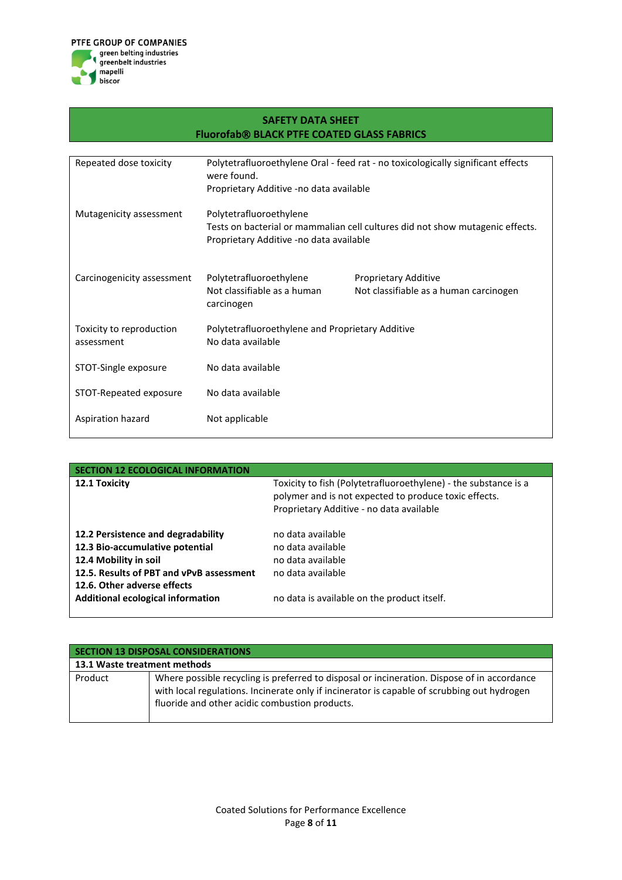| | |
|---|---|
| Repeated dose toxicity | Polytetrafluoroethylene Oral - feed rat - no toxicologically significant effects were found.<br>Proprietary Additive -no data available |
| Mutagenicity assessment | Polytetrafluoroethylene<br>Tests on bacterial or mammalian cell cultures did not show mutagenic effects.<br>Proprietary Additive -no data available |
| Carcinogenicity assessment | Polytetrafluoroethylene<br>Not classifiable as a human carcinogen<br><br>Proprietary Additive<br>Not classifiable as a human carcinogen |
| Toxicity to reproduction assessment | Polytetrafluoroethylene and Proprietary Additive<br>No data available |
| STOT-Single exposure | No data available |
| STOT-Repeated exposure | No data available |
| Aspiration hazard | Not applicable |

## SECTION 12 ECOLOGICAL INFORMATION

| | |
|---|---|
| **12.1 Toxicity** | Toxicity to fish (Polytetrafluoroethylene) - the substance is a polymer and is not expected to produce toxic effects.<br>Proprietary Additive - no data available |
| **12.2 Persistence and degradability** | no data available |
| **12.3 Bio-accumulative potential** | no data available |
| **12.4 Mobility in soil** | no data available |
| **12.5. Results of PBT and vPvB assessment** | no data available |
| **12.6. Other adverse effects** | |
| **Additional ecological information** | no data is available on the product itself. |

## SECTION 13 DISPOSAL CONSIDERATIONS

**13.1 Waste treatment methods**

| | |
|---|---|
| Product | Where possible recycling is preferred to disposal or incineration. Dispose of in accordance with local regulations. Incinerate only if incinerator is capable of scrubbing out hydrogen fluoride and other acidic combustion products. |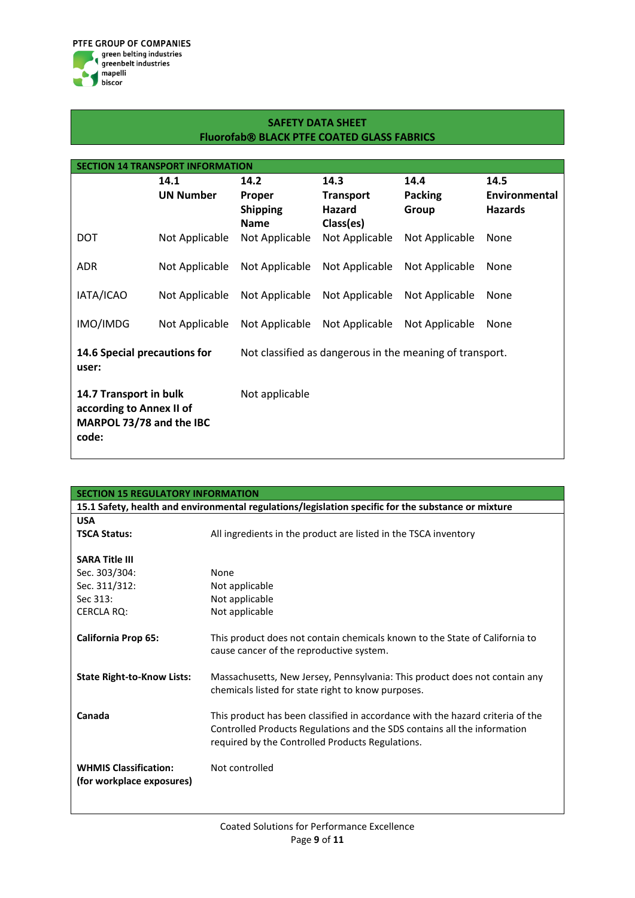PTFE GROUP OF COMPANIES
green belting industries
greenbelt industries
mapelli
biscor

## SAFETY DATA SHEET
## Fluorofab® BLACK PTFE COATED GLASS FABRICS

### SECTION 14 TRANSPORT INFORMATION

| | 14.1 UN Number | 14.2 Proper Shipping Name | 14.3 Transport Hazard Class(es) | 14.4 Packing Group | 14.5 Environmental Hazards |
|---|---|---|---|---|---|
| DOT | Not Applicable | Not Applicable | Not Applicable | Not Applicable | None |
| ADR | Not Applicable | Not Applicable | Not Applicable | Not Applicable | None |
| IATA/ICAO | Not Applicable | Not Applicable | Not Applicable | Not Applicable | None |
| IMO/IMDG | Not Applicable | Not Applicable | Not Applicable | Not Applicable | None |

**14.6 Special precautions for user:** Not classified as dangerous in the meaning of transport.

**14.7 Transport in bulk according to Annex II of MARPOL 73/78 and the IBC code:** Not applicable

### SECTION 15 REGULATORY INFORMATION

**15.1 Safety, health and environmental regulations/legislation specific for the substance or mixture**

**USA**

**TSCA Status:** All ingredients in the product are listed in the TSCA inventory

**SARA Title III**

| | |
|---|---|
| Sec. 303/304: | None |
| Sec. 311/312: | Not applicable |
| Sec 313: | Not applicable |
| CERCLA RQ: | Not applicable |

**California Prop 65:** This product does not contain chemicals known to the State of California to cause cancer of the reproductive system.

**State Right-to-Know Lists:** Massachusetts, New Jersey, Pennsylvania: This product does not contain any chemicals listed for state right to know purposes.

**Canada** This product has been classified in accordance with the hazard criteria of the Controlled Products Regulations and the SDS contains all the information required by the Controlled Products Regulations.

**WHMIS Classification: (for workplace exposures)** Not controlled

Coated Solutions for Performance Excellence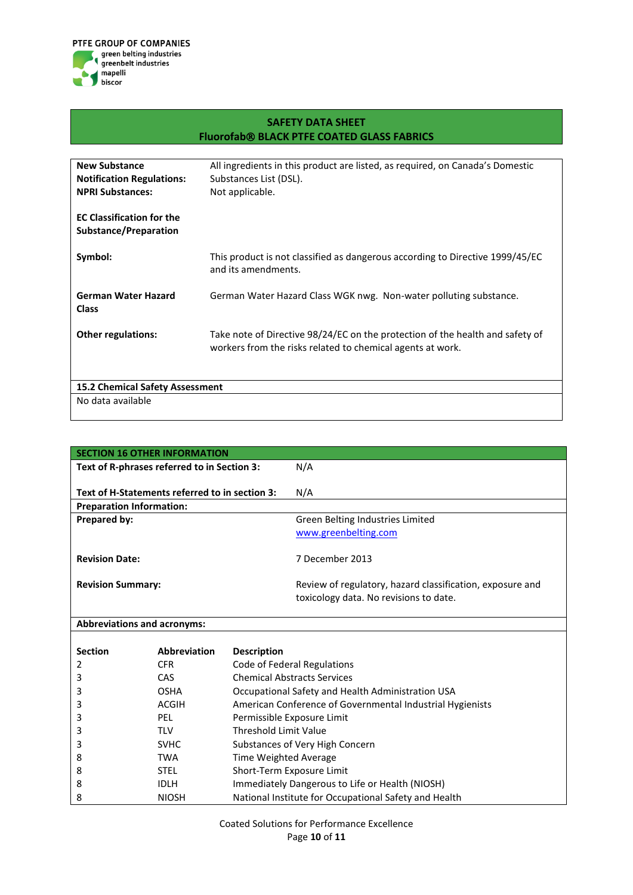PTFE GROUP OF COMPANIES
green belting industries
greenbelt industries
mapelli
biscor

## SAFETY DATA SHEET
## Fluorofab® BLACK PTFE COATED GLASS FABRICS

| | |
|---|---|
| **New Substance Notification Regulations:** | All ingredients in this product are listed, as required, on Canada's Domestic Substances List (DSL). |
| **NPRI Substances:** | Not applicable. |
| **EC Classification for the Substance/Preparation** | |
| **Symbol:** | This product is not classified as dangerous according to Directive 1999/45/EC and its amendments. |
| **German Water Hazard Class** | German Water Hazard Class WGK nwg. Non-water polluting substance. |
| **Other regulations:** | Take note of Directive 98/24/EC on the protection of the health and safety of workers from the risks related to chemical agents at work. |

**15.2 Chemical Safety Assessment**

No data available

## SECTION 16 OTHER INFORMATION

| | |
|---|---|
| **Text of R-phrases referred to in Section 3:** | N/A |
| **Text of H-Statements referred to in section 3:** | N/A |

**Preparation Information:**

| | |
|---|---|
| **Prepared by:** | Green Belting Industries Limited<br>www.greenbelting.com |
| **Revision Date:** | 7 December 2013 |
| **Revision Summary:** | Review of regulatory, hazard classification, exposure and toxicology data. No revisions to date. |

**Abbreviations and acronyms:**

| Section | Abbreviation | Description |
|---|---|---|
| 2 | CFR | Code of Federal Regulations |
| 3 | CAS | Chemical Abstracts Services |
| 3 | OSHA | Occupational Safety and Health Administration USA |
| 3 | ACGIH | American Conference of Governmental Industrial Hygienists |
| 3 | PEL | Permissible Exposure Limit |
| 3 | TLV | Threshold Limit Value |
| 3 | SVHC | Substances of Very High Concern |
| 8 | TWA | Time Weighted Average |
| 8 | STEL | Short-Term Exposure Limit |
| 8 | IDLH | Immediately Dangerous to Life or Health (NIOSH) |
| 8 | NIOSH | National Institute for Occupational Safety and Health |

Coated Solutions for Performance Excellence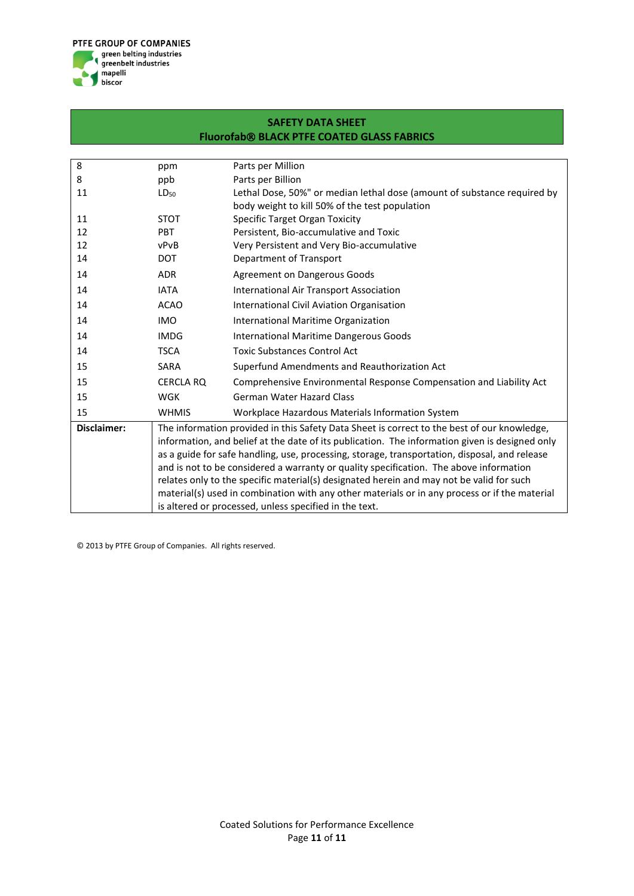PTFE GROUP OF COMPANIES
green belting industries
greenbelt industries
mapelli
biscor

## SAFETY DATA SHEET
## Fluorofab® BLACK PTFE COATED GLASS FABRICS

| | | |
|---|---|---|
| 8 | ppm | Parts per Million |
| 8 | ppb | Parts per Billion |
| 11 | $LD_{50}$ | Lethal Dose, 50%" or median lethal dose (amount of substance required by body weight to kill 50% of the test population |
| 11 | STOT | Specific Target Organ Toxicity |
| 12 | PBT | Persistent, Bio-accumulative and Toxic |
| 12 | vPvB | Very Persistent and Very Bio-accumulative |
| 14 | DOT | Department of Transport |
| 14 | ADR | Agreement on Dangerous Goods |
| 14 | IATA | International Air Transport Association |
| 14 | ACAO | International Civil Aviation Organisation |
| 14 | IMO | International Maritime Organization |
| 14 | IMDG | International Maritime Dangerous Goods |
| 14 | TSCA | Toxic Substances Control Act |
| 15 | SARA | Superfund Amendments and Reauthorization Act |
| 15 | CERCLA RQ | Comprehensive Environmental Response Compensation and Liability Act |
| 15 | WGK | German Water Hazard Class |
| 15 | WHMIS | Workplace Hazardous Materials Information System |
| **Disclaimer:** | The information provided in this Safety Data Sheet is correct to the best of our knowledge, information, and belief at the date of its publication. The information given is designed only as a guide for safe handling, use, processing, storage, transportation, disposal, and release and is not to be considered a warranty or quality specification. The above information relates only to the specific material(s) designated herein and may not be valid for such material(s) used in combination with any other materials or in any process or if the material is altered or processed, unless specified in the text. | |

© 2013 by PTFE Group of Companies. All rights reserved.

Coated Solutions for Performance Excellence